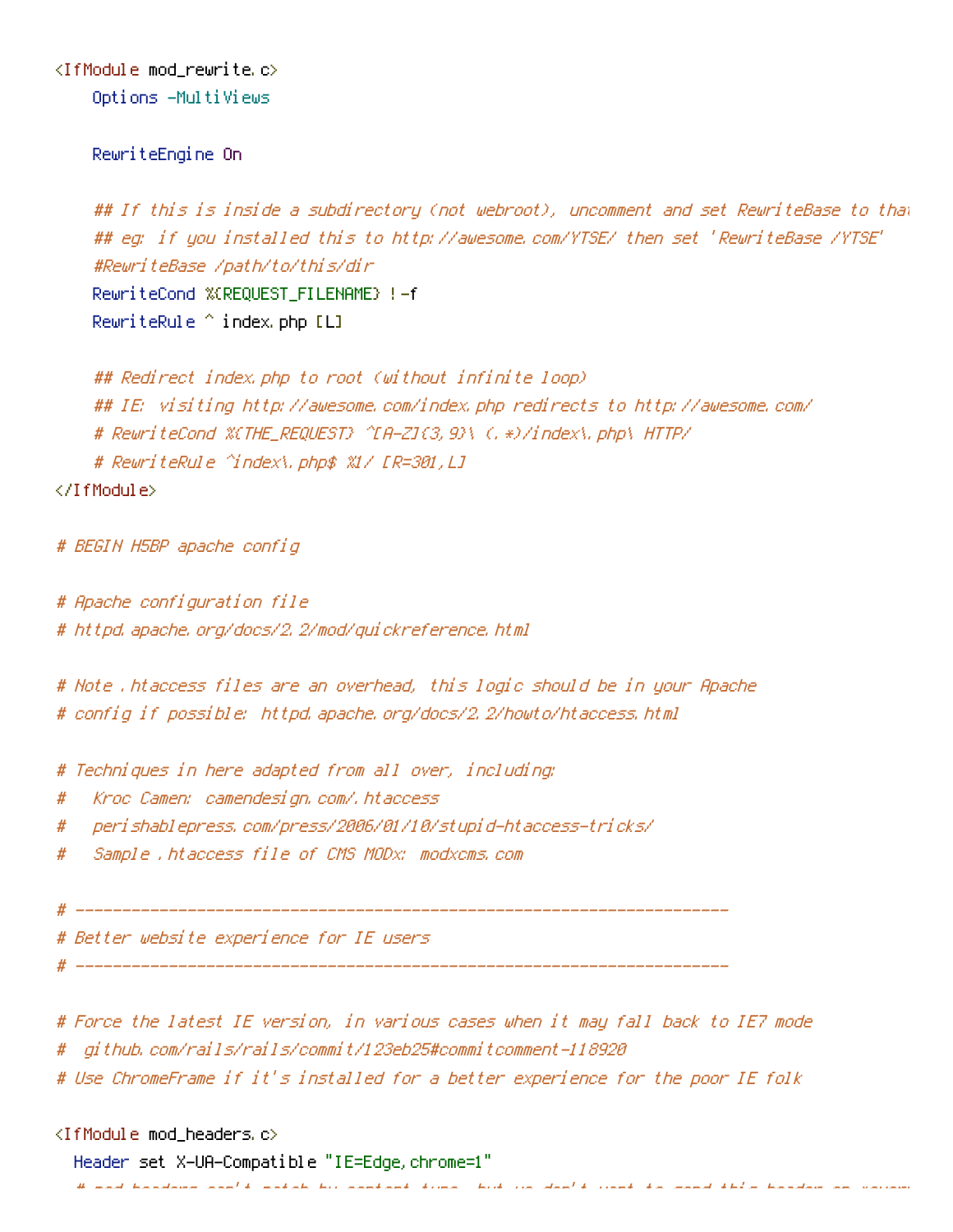```
<IfModule mod_rewrite.c>
    Options -MultiViews

    RewriteEngine On

    ## If this is inside a subdirectory (not webroot), uncomment and set RewriteBase to tha
    ## eg: if you installed this to http://awesome.com/YTSE/ then set 'RewriteBase /YTSE'
    #RewriteBase /path/to/this/dir
    RewriteCond %{REQUEST_FILENAME} !-f
    RewriteRule ^ index.php [L]

    ## Redirect index.php to root (without infinite loop)
    ## IE: visiting http://awesome.com/index.php redirects to http://awesome.com/
    # RewriteCond %{THE_REQUEST} ^[A-Z]{3,9}\ (.*)/index\.php\ HTTP/
    # RewriteRule ^index\.php$ %1/ [R=301,L]
</IfModule>

# BEGIN H5BP apache config

# Apache configuration file
# httpd.apache.org/docs/2.2/mod/quickreference.html

# Note .htaccess files are an overhead, this logic should be in your Apache
# config if possible: httpd.apache.org/docs/2.2/howto/htaccess.html

# Techniques in here adapted from all over, including:
#   Kroc Camen: camendesign.com/.htaccess
#   perishablepress.com/press/2006/01/10/stupid-htaccess-tricks/
#   Sample .htaccess file of CMS MODx: modxcms.com

# ----------------------------------------------------------------------
# Better website experience for IE users
# ----------------------------------------------------------------------

# Force the latest IE version, in various cases when it may fall back to IE7 mode
#  github.com/rails/rails/commit/123eb25#commitcomment-118920
# Use ChromeFrame if it's installed for a better experience for the poor IE folk

<IfModule mod_headers.c>
  Header set X-UA-Compatible "IE=Edge,chrome=1"
```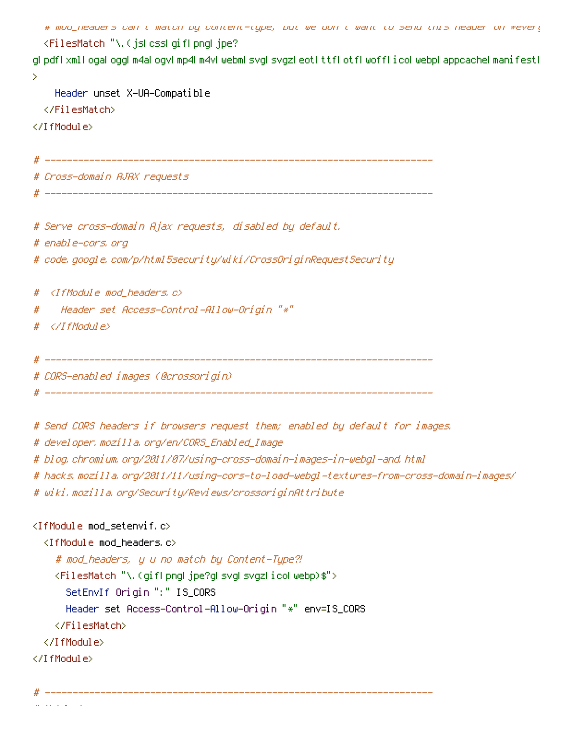```
  # mod_headers can't match by content-type, but we don't want to send this header on *every
  <FilesMatch "\.(js|css|gif|png|jpe?g|pdf|xml|oga|ogg|m4a|ogv|mp4|m4v|webm|svg|svgz|eot|ttf|otf|woff|ico|webp|appcache|manifest|
>
    Header unset X-UA-Compatible
  </FilesMatch>
</IfModule>

# ----------------------------------------------------------------------
# Cross-domain AJAX requests
# ----------------------------------------------------------------------

# Serve cross-domain Ajax requests, disabled by default.
# enable-cors.org
# code.google.com/p/html5security/wiki/CrossOriginRequestSecurity

#  <IfModule mod_headers.c>
#    Header set Access-Control-Allow-Origin "*"
#  </IfModule>

# ----------------------------------------------------------------------
# CORS-enabled images (@crossorigin)
# ----------------------------------------------------------------------

# Send CORS headers if browsers request them; enabled by default for images.
# developer.mozilla.org/en/CORS_Enabled_Image
# blog.chromium.org/2011/07/using-cross-domain-images-in-webgl-and.html
# hacks.mozilla.org/2011/11/using-cors-to-load-webgl-textures-from-cross-domain-images/
# wiki.mozilla.org/Security/Reviews/crossoriginAttribute

<IfModule mod_setenvif.c>
  <IfModule mod_headers.c>
    # mod_headers, y u no match by Content-Type?!
    <FilesMatch "\.(gif|png|jpe?g|svg|svgz|ico|webp)$">
      SetEnvIf Origin ":" IS_CORS
      Header set Access-Control-Allow-Origin "*" env=IS_CORS
    </FilesMatch>
  </IfModule>
</IfModule>

# ----------------------------------------------------------------------
```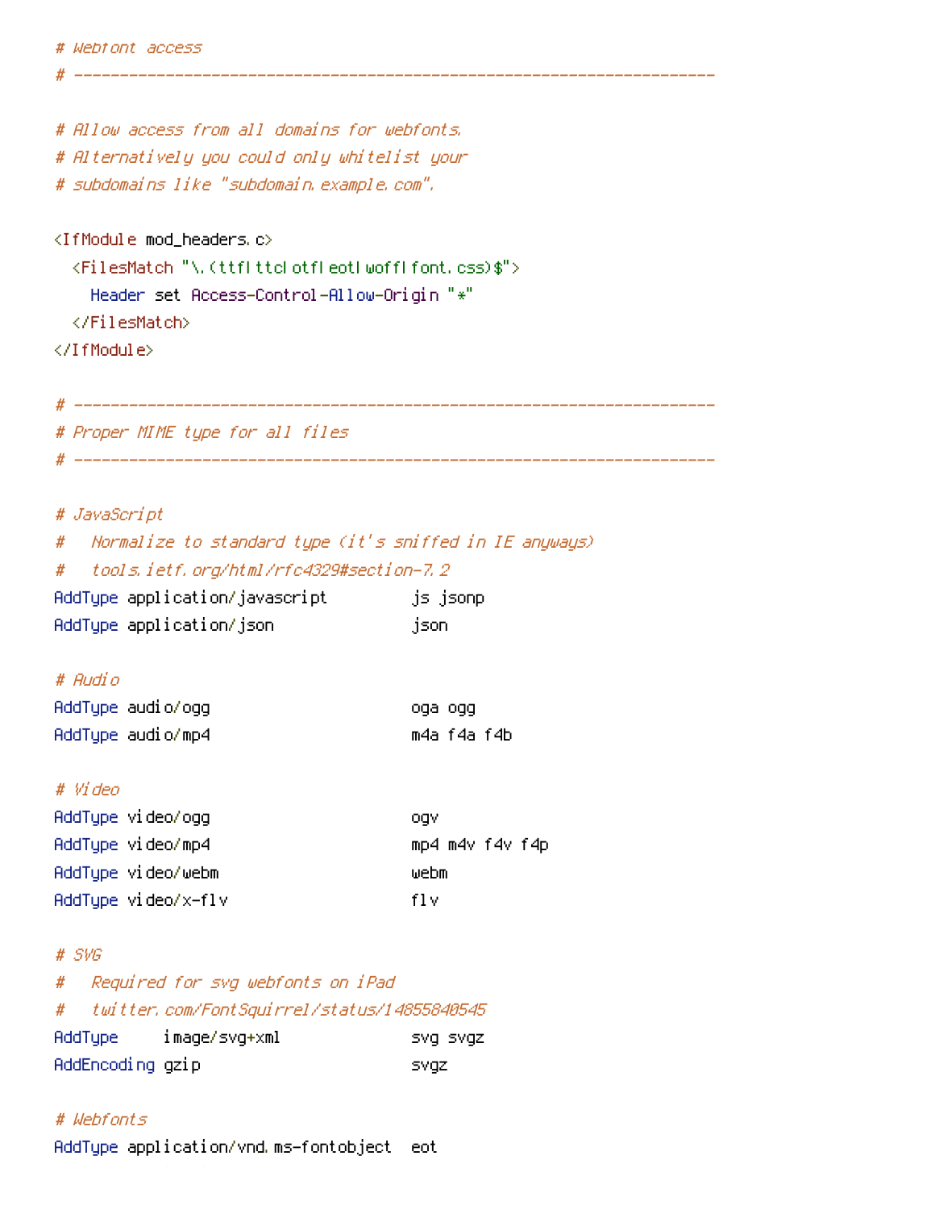```
# Webfont access
# ----------------------------------------------------------------------

# Allow access from all domains for webfonts.
# Alternatively you could only whitelist your
# subdomains like "subdomain.example.com".

<IfModule mod_headers.c>
  <FilesMatch "\.(ttf|ttc|otf|eot|woff|font.css)$">
    Header set Access-Control-Allow-Origin "*"
  </FilesMatch>
</IfModule>

# ----------------------------------------------------------------------
# Proper MIME type for all files
# ----------------------------------------------------------------------

# JavaScript
#   Normalize to standard type (it's sniffed in IE anyways)
#   tools.ietf.org/html/rfc4329#section-7.2
AddType application/javascript         js jsonp
AddType application/json               json

# Audio
AddType audio/ogg                      oga ogg
AddType audio/mp4                      m4a f4a f4b

# Video
AddType video/ogg                      ogv
AddType video/mp4                      mp4 m4v f4v f4p
AddType video/webm                     webm
AddType video/x-flv                    flv

# SVG
#   Required for svg webfonts on iPad
#   twitter.com/FontSquirrel/status/14855840545
AddType     image/svg+xml              svg svgz
AddEncoding gzip                       svgz

# Webfonts
AddType application/vnd.ms-fontobject  eot
```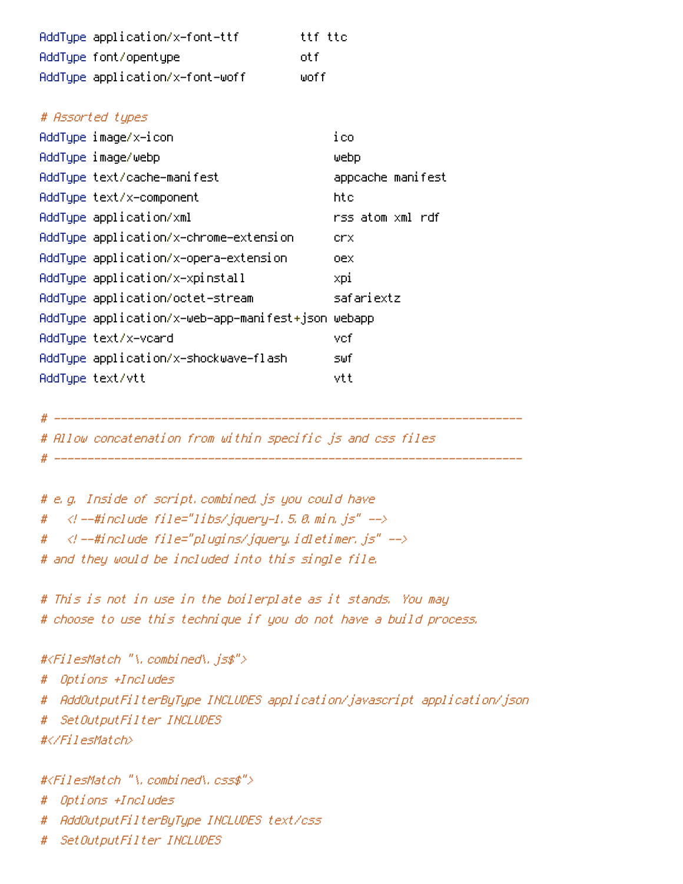```
AddType application/x-font-ttf         ttf ttc
AddType font/opentype                  otf
AddType application/x-font-woff        woff

# Assorted types
AddType image/x-icon                        ico
AddType image/webp                          webp
AddType text/cache-manifest                 appcache manifest
AddType text/x-component                    htc
AddType application/xml                     rss atom xml rdf
AddType application/x-chrome-extension      crx
AddType application/x-opera-extension       oex
AddType application/x-xpinstall             xpi
AddType application/octet-stream            safariextz
AddType application/x-web-app-manifest+json webapp
AddType text/x-vcard                        vcf
AddType application/x-shockwave-flash       swf
AddType text/vtt                            vtt

# ----------------------------------------------------------------------
# Allow concatenation from within specific js and css files
# ----------------------------------------------------------------------

# e.g. Inside of script.combined.js you could have
#   <!--#include file="libs/jquery-1.5.0.min.js" -->
#   <!--#include file="plugins/jquery.idletimer.js" -->
# and they would be included into this single file.

# This is not in use in the boilerplate as it stands. You may
# choose to use this technique if you do not have a build process.

#<FilesMatch "\.combined\.js$">
#  Options +Includes
#  AddOutputFilterByType INCLUDES application/javascript application/json
#  SetOutputFilter INCLUDES
#</FilesMatch>

#<FilesMatch "\.combined\.css$">
#  Options +Includes
#  AddOutputFilterByType INCLUDES text/css
#  SetOutputFilter INCLUDES
```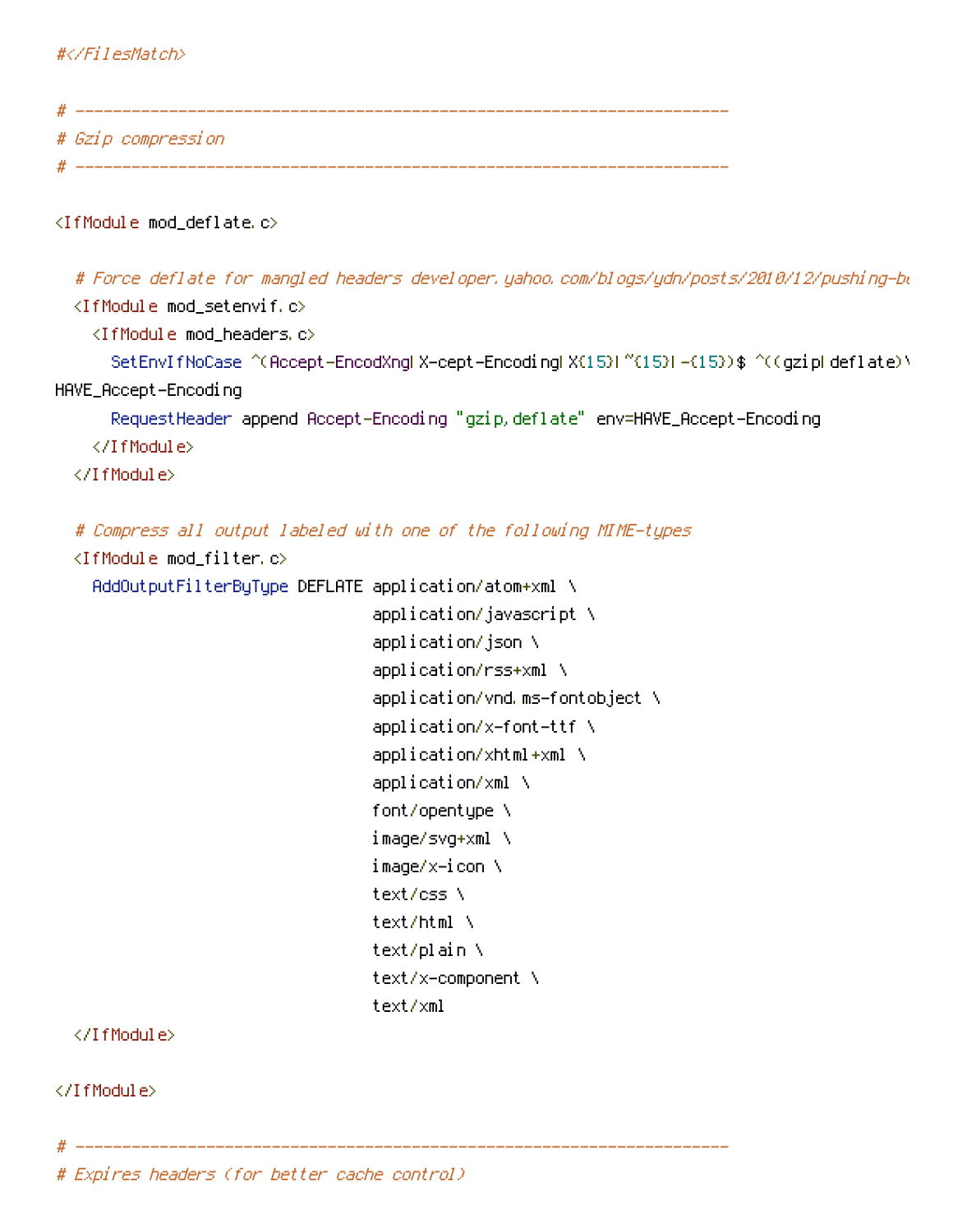```
#</FilesMatch>

# ----------------------------------------------------------------------
# Gzip compression
# ----------------------------------------------------------------------

<IfModule mod_deflate.c>

  # Force deflate for mangled headers developer.yahoo.com/blogs/ydn/posts/2010/12/pushing-be
  <IfModule mod_setenvif.c>
    <IfModule mod_headers.c>
      SetEnvIfNoCase ^(Accept-EncodXng|X-cept-Encoding|X{15}|~{15}|-{15})$ ^((gzip|deflate)\
HAVE_Accept-Encoding
      RequestHeader append Accept-Encoding "gzip,deflate" env=HAVE_Accept-Encoding
    </IfModule>
  </IfModule>

  # Compress all output labeled with one of the following MIME-types
  <IfModule mod_filter.c>
    AddOutputFilterByType DEFLATE application/atom+xml \
                                  application/javascript \
                                  application/json \
                                  application/rss+xml \
                                  application/vnd.ms-fontobject \
                                  application/x-font-ttf \
                                  application/xhtml+xml \
                                  application/xml \
                                  font/opentype \
                                  image/svg+xml \
                                  image/x-icon \
                                  text/css \
                                  text/html \
                                  text/plain \
                                  text/x-component \
                                  text/xml
  </IfModule>

</IfModule>

# ----------------------------------------------------------------------
# Expires headers (for better cache control)
```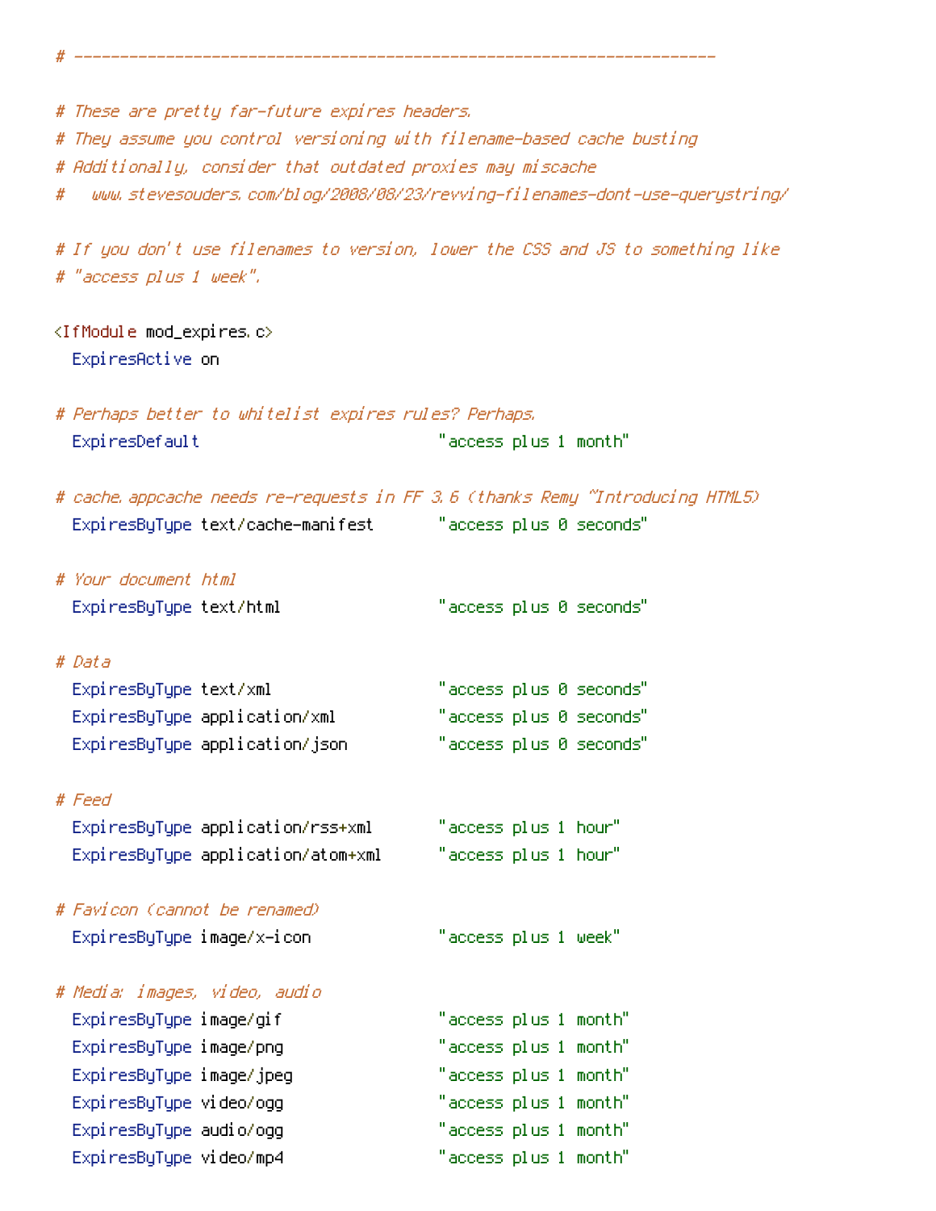```
# ----------------------------------------------------------------------

# These are pretty far-future expires headers.
# They assume you control versioning with filename-based cache busting
# Additionally, consider that outdated proxies may miscache
#   www.stevesouders.com/blog/2008/08/23/revving-filenames-dont-use-querystring/

# If you don't use filenames to version, lower the CSS and JS to something like
# "access plus 1 week".

<IfModule mod_expires.c>
  ExpiresActive on

# Perhaps better to whitelist expires rules? Perhaps.
  ExpiresDefault                          "access plus 1 month"

# cache.appcache needs re-requests in FF 3.6 (thanks Remy ~Introducing HTML5)
  ExpiresByType text/cache-manifest       "access plus 0 seconds"

# Your document html
  ExpiresByType text/html                 "access plus 0 seconds"

# Data
  ExpiresByType text/xml                  "access plus 0 seconds"
  ExpiresByType application/xml           "access plus 0 seconds"
  ExpiresByType application/json          "access plus 0 seconds"

# Feed
  ExpiresByType application/rss+xml       "access plus 1 hour"
  ExpiresByType application/atom+xml      "access plus 1 hour"

# Favicon (cannot be renamed)
  ExpiresByType image/x-icon              "access plus 1 week"

# Media: images, video, audio
  ExpiresByType image/gif                 "access plus 1 month"
  ExpiresByType image/png                 "access plus 1 month"
  ExpiresByType image/jpeg                "access plus 1 month"
  ExpiresByType video/ogg                 "access plus 1 month"
  ExpiresByType audio/ogg                 "access plus 1 month"
  ExpiresByType video/mp4                 "access plus 1 month"
```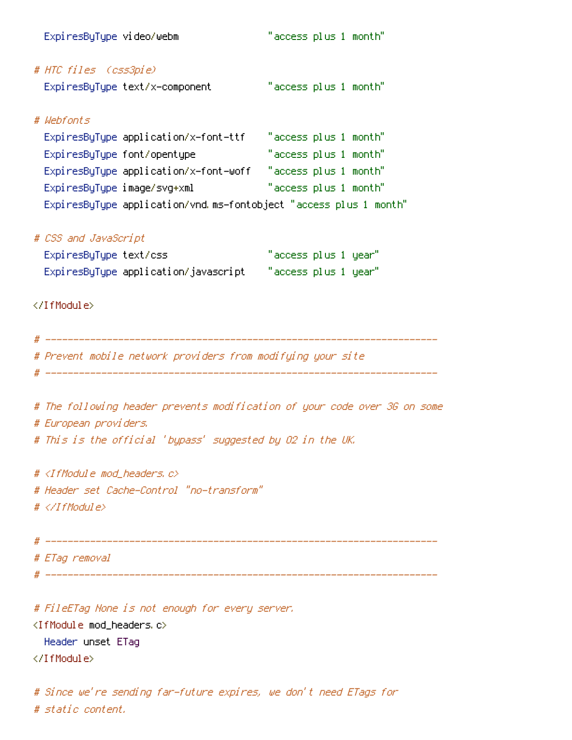```
  ExpiresByType video/webm                "access plus 1 month"

# HTC files  (css3pie)
  ExpiresByType text/x-component          "access plus 1 month"

# Webfonts
  ExpiresByType application/x-font-ttf    "access plus 1 month"
  ExpiresByType font/opentype             "access plus 1 month"
  ExpiresByType application/x-font-woff   "access plus 1 month"
  ExpiresByType image/svg+xml             "access plus 1 month"
  ExpiresByType application/vnd.ms-fontobject "access plus 1 month"

# CSS and JavaScript
  ExpiresByType text/css                  "access plus 1 year"
  ExpiresByType application/javascript    "access plus 1 year"

</IfModule>

# ----------------------------------------------------------------------
# Prevent mobile network providers from modifying your site
# ----------------------------------------------------------------------

# The following header prevents modification of your code over 3G on some
# European providers.
# This is the official 'bypass' suggested by O2 in the UK.

# <IfModule mod_headers.c>
# Header set Cache-Control "no-transform"
# </IfModule>

# ----------------------------------------------------------------------
# ETag removal
# ----------------------------------------------------------------------

# FileETag None is not enough for every server.
<IfModule mod_headers.c>
  Header unset ETag
</IfModule>

# Since we're sending far-future expires, we don't need ETags for
# static content.
```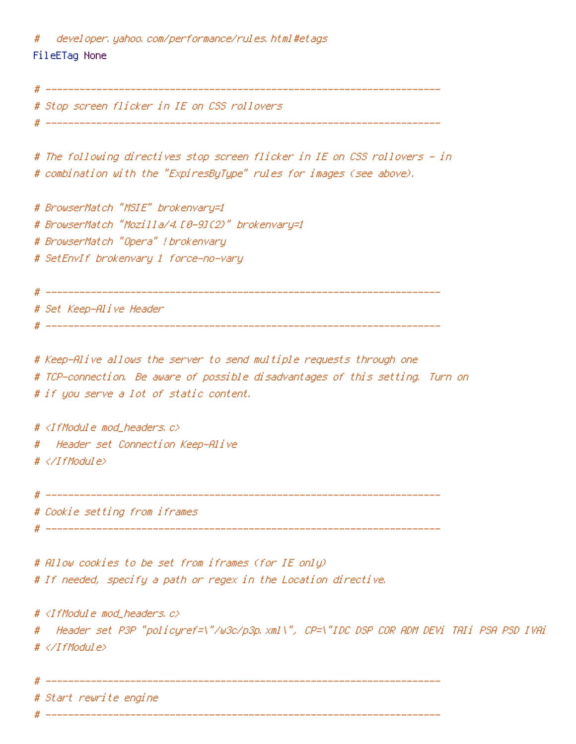```
#   developer.yahoo.com/performance/rules.html#etags
FileETag None

# ------------------------------------------------------------------------
# Stop screen flicker in IE on CSS rollovers
# ------------------------------------------------------------------------

# The following directives stop screen flicker in IE on CSS rollovers - in
# combination with the "ExpiresByType" rules for images (see above).

# BrowserMatch "MSIE" brokenvary=1
# BrowserMatch "Mozilla/4.[0-9]{2}" brokenvary=1
# BrowserMatch "Opera" !brokenvary
# SetEnvIf brokenvary 1 force-no-vary

# ------------------------------------------------------------------------
# Set Keep-Alive Header
# ------------------------------------------------------------------------

# Keep-Alive allows the server to send multiple requests through one
# TCP-connection. Be aware of possible disadvantages of this setting. Turn on
# if you serve a lot of static content.

# <IfModule mod_headers.c>
#   Header set Connection Keep-Alive
# </IfModule>

# ------------------------------------------------------------------------
# Cookie setting from iframes
# ------------------------------------------------------------------------

# Allow cookies to be set from iframes (for IE only)
# If needed, specify a path or regex in the Location directive.

# <IfModule mod_headers.c>
#   Header set P3P "policyref=\"/w3c/p3p.xml\", CP=\"IDC DSP COR ADM DEVi TAIi PSA PSD IVAi
# </IfModule>

# ------------------------------------------------------------------------
# Start rewrite engine
# ------------------------------------------------------------------------
```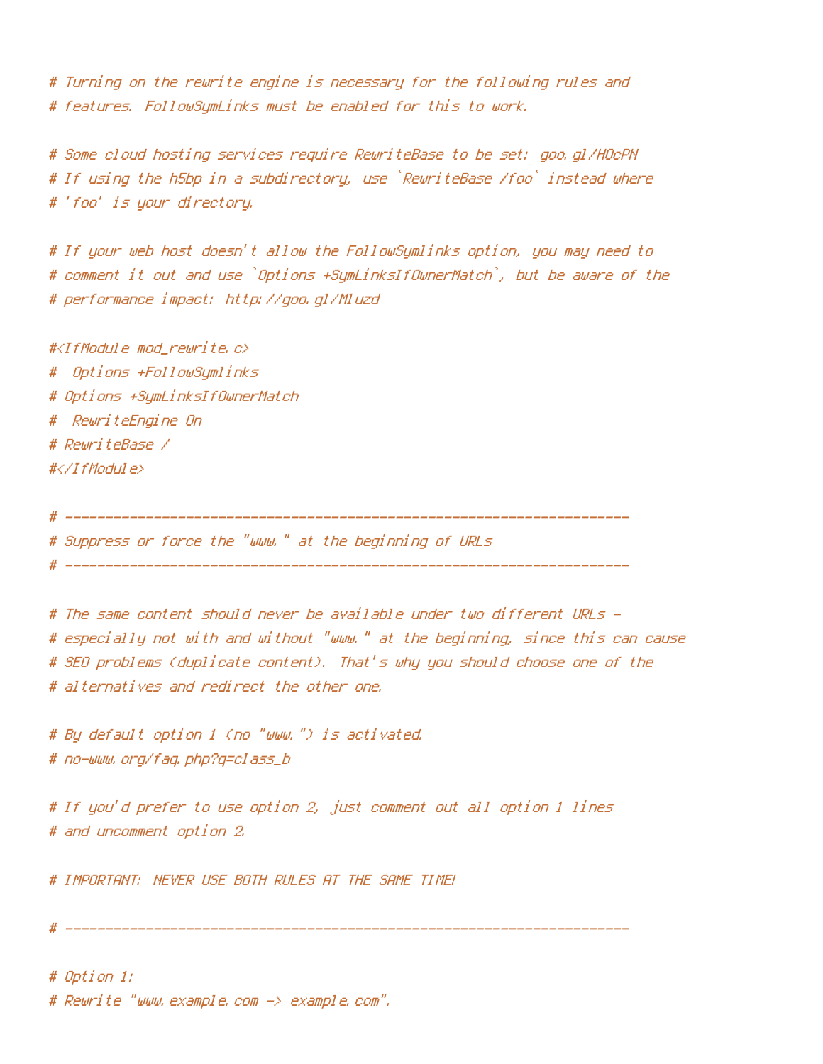```
# Turning on the rewrite engine is necessary for the following rules and
# features. FollowSymLinks must be enabled for this to work.

# Some cloud hosting services require RewriteBase to be set: goo.gl/HOcPN
# If using the h5bp in a subdirectory, use `RewriteBase /foo` instead where
# 'foo' is your directory.

# If your web host doesn't allow the FollowSymlinks option, you may need to
# comment it out and use `Options +SymLinksIfOwnerMatch`, but be aware of the
# performance impact: http://goo.gl/Mluzd

#<IfModule mod_rewrite.c>
#  Options +FollowSymlinks
# Options +SymLinksIfOwnerMatch
#  RewriteEngine On
# RewriteBase /
#</IfModule>

# ----------------------------------------------------------------------
# Suppress or force the "www." at the beginning of URLs
# ----------------------------------------------------------------------

# The same content should never be available under two different URLs -
# especially not with and without "www." at the beginning, since this can cause
# SEO problems (duplicate content). That's why you should choose one of the
# alternatives and redirect the other one.

# By default option 1 (no "www.") is activated.
# no-www.org/faq.php?q=class_b

# If you'd prefer to use option 2, just comment out all option 1 lines
# and uncomment option 2.

# IMPORTANT: NEVER USE BOTH RULES AT THE SAME TIME!

# ----------------------------------------------------------------------

# Option 1:
# Rewrite "www.example.com -> example.com".
```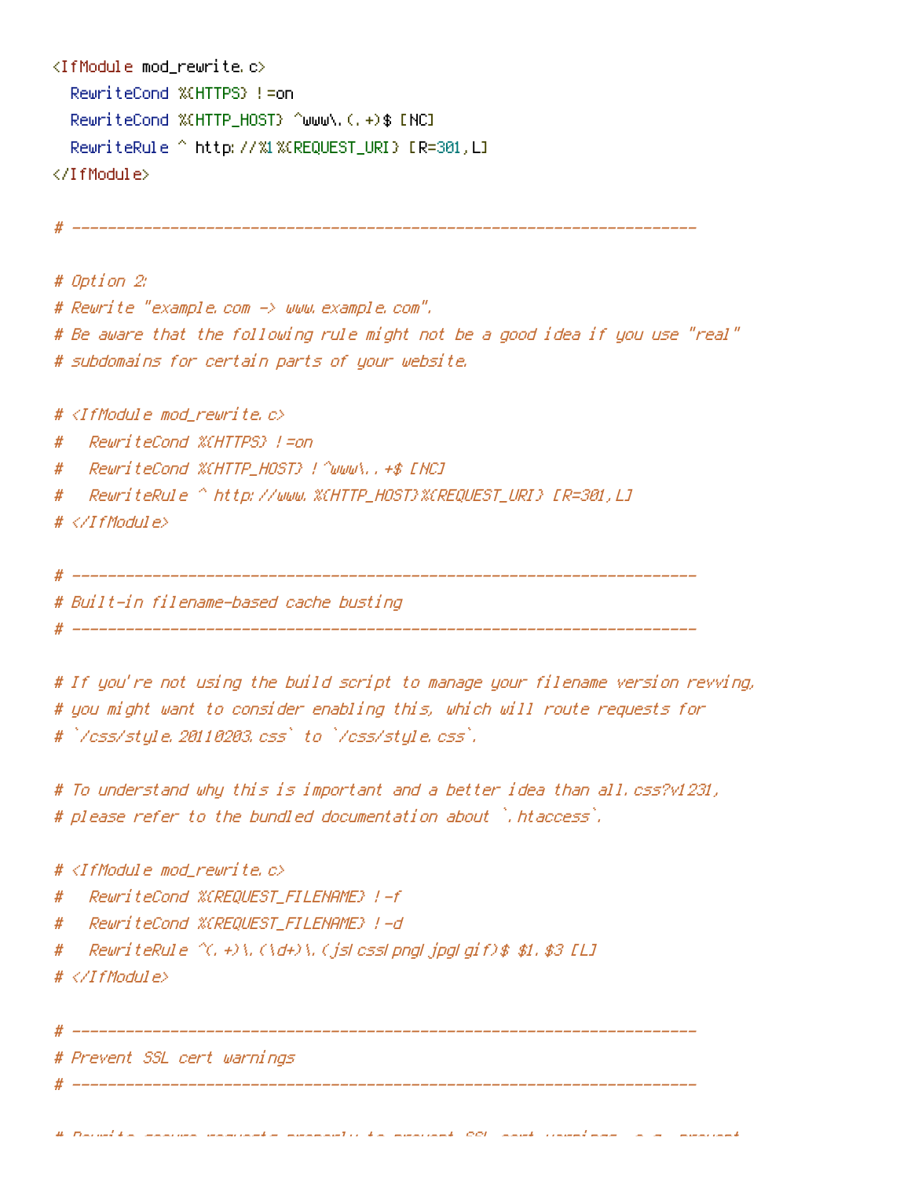```
<IfModule mod_rewrite.c>
  RewriteCond %{HTTPS} !=on
  RewriteCond %{HTTP_HOST} ^www\.(.+)$ [NC]
  RewriteRule ^ http://%1%{REQUEST_URI} [R=301,L]
</IfModule>

# ----------------------------------------------------------------------

# Option 2:
# Rewrite "example.com -> www.example.com".
# Be aware that the following rule might not be a good idea if you use "real"
# subdomains for certain parts of your website.

# <IfModule mod_rewrite.c>
#   RewriteCond %{HTTPS} !=on
#   RewriteCond %{HTTP_HOST} !^www\..+$ [NC]
#   RewriteRule ^ http://www.%{HTTP_HOST}%{REQUEST_URI} [R=301,L]
# </IfModule>

# ----------------------------------------------------------------------
# Built-in filename-based cache busting
# ----------------------------------------------------------------------

# If you're not using the build script to manage your filename version revving,
# you might want to consider enabling this, which will route requests for
# `/css/style.20110203.css` to `/css/style.css`.

# To understand why this is important and a better idea than all.css?v1231,
# please refer to the bundled documentation about `.htaccess`.

# <IfModule mod_rewrite.c>
#   RewriteCond %{REQUEST_FILENAME} !-f
#   RewriteCond %{REQUEST_FILENAME} !-d
#   RewriteRule ^(.+)\.(\d+)\.(js|css|png|jpg|gif)$ $1.$3 [L]
# </IfModule>

# ----------------------------------------------------------------------
# Prevent SSL cert warnings
# ----------------------------------------------------------------------
```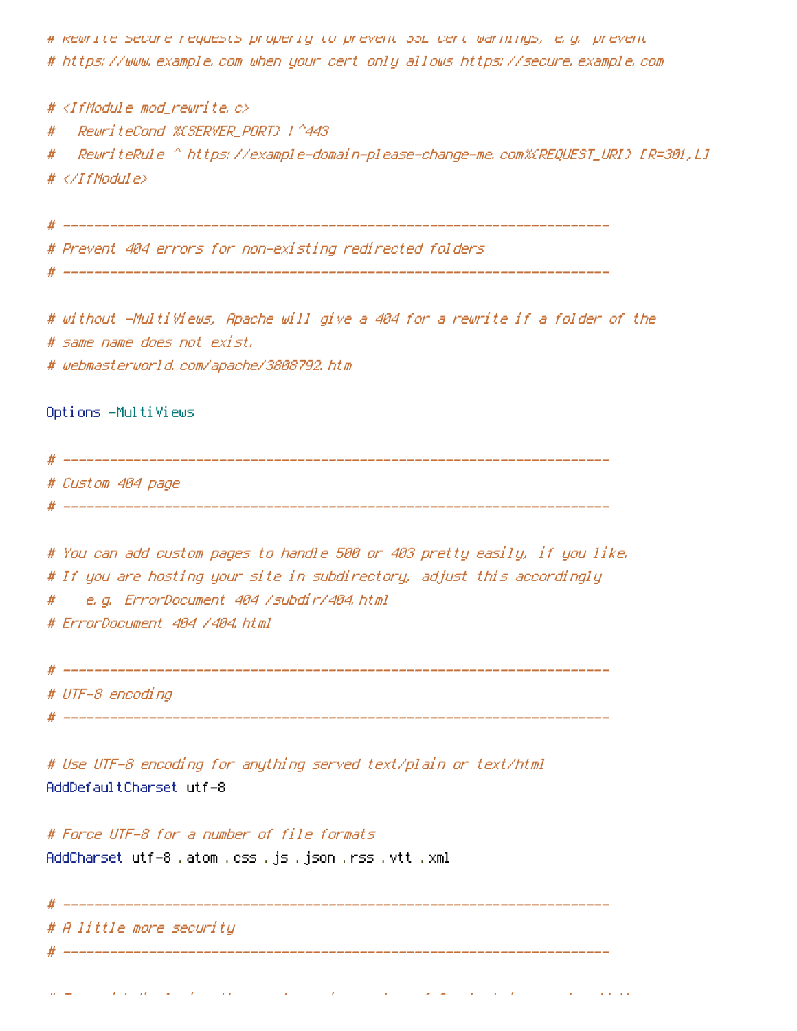```
# Rewrite secure requests properly to prevent SSL cert warnings, e.g. prevent
# https://www.example.com when your cert only allows https://secure.example.com

# <IfModule mod_rewrite.c>
#   RewriteCond %{SERVER_PORT} !^443
#   RewriteRule ^ https://example-domain-please-change-me.com%{REQUEST_URI} [R=301,L]
# </IfModule>

# ----------------------------------------------------------------------
# Prevent 404 errors for non-existing redirected folders
# ----------------------------------------------------------------------

# without -MultiViews, Apache will give a 404 for a rewrite if a folder of the
# same name does not exist.
# webmasterworld.com/apache/3808792.htm

Options -MultiViews

# ----------------------------------------------------------------------
# Custom 404 page
# ----------------------------------------------------------------------

# You can add custom pages to handle 500 or 403 pretty easily, if you like.
# If you are hosting your site in subdirectory, adjust this accordingly
#    e.g. ErrorDocument 404 /subdir/404.html
# ErrorDocument 404 /404.html

# ----------------------------------------------------------------------
# UTF-8 encoding
# ----------------------------------------------------------------------

# Use UTF-8 encoding for anything served text/plain or text/html
AddDefaultCharset utf-8

# Force UTF-8 for a number of file formats
AddCharset utf-8 .atom .css .js .json .rss .vtt .xml

# ----------------------------------------------------------------------
# A little more security
# ----------------------------------------------------------------------
```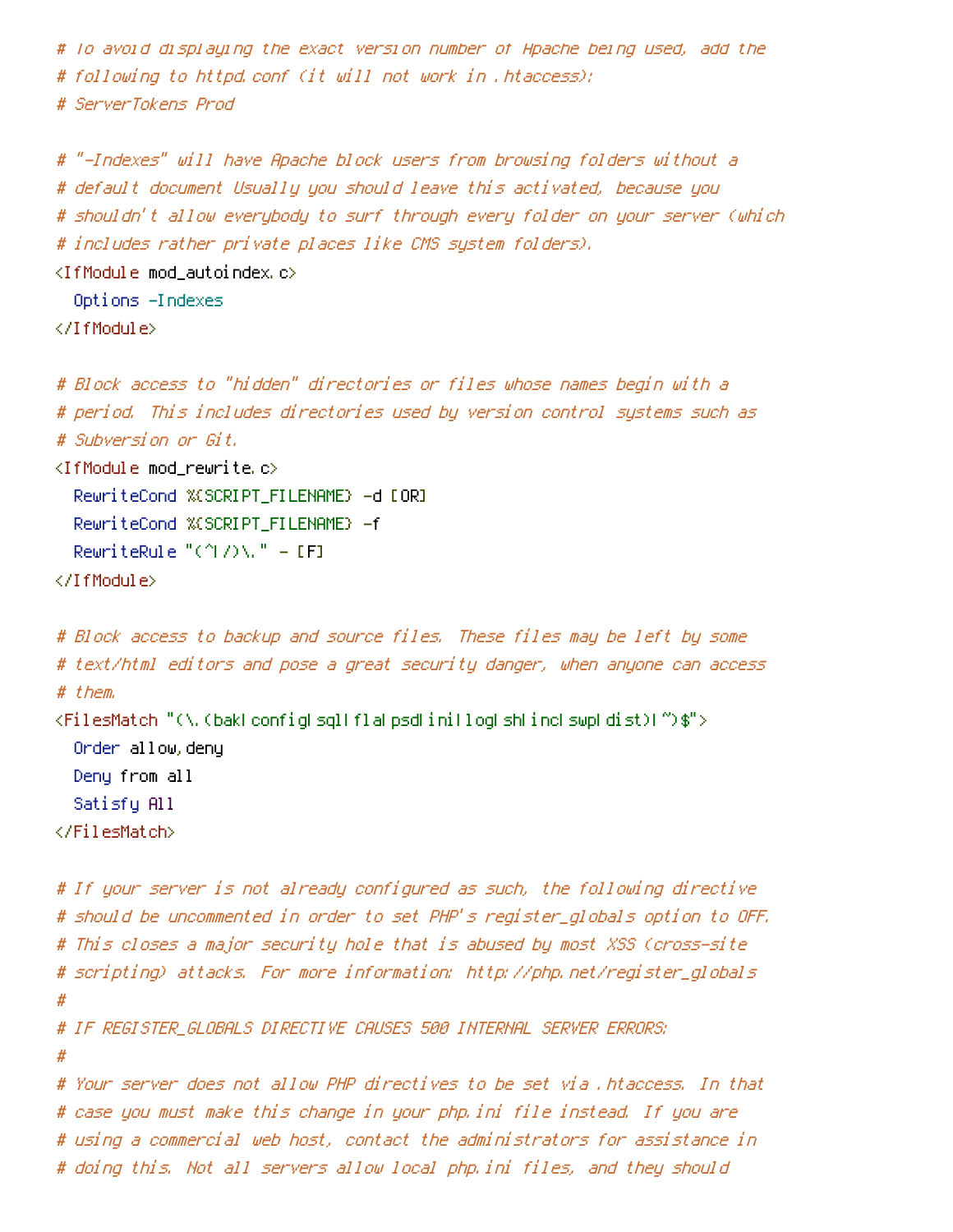```
# To avoid displaying the exact version number of Apache being used, add the
# following to httpd.conf (it will not work in .htaccess):
# ServerTokens Prod

# "-Indexes" will have Apache block users from browsing folders without a
# default document Usually you should leave this activated, because you
# shouldn't allow everybody to surf through every folder on your server (which
# includes rather private places like CMS system folders).
<IfModule mod_autoindex.c>
  Options -Indexes
</IfModule>

# Block access to "hidden" directories or files whose names begin with a
# period. This includes directories used by version control systems such as
# Subversion or Git.
<IfModule mod_rewrite.c>
  RewriteCond %{SCRIPT_FILENAME} -d [OR]
  RewriteCond %{SCRIPT_FILENAME} -f
  RewriteRule "(^|/)\." - [F]
</IfModule>

# Block access to backup and source files. These files may be left by some
# text/html editors and pose a great security danger, when anyone can access
# them.
<FilesMatch "(\.(bak|config|sql|fla|psd|ini|log|sh|inc|swp|dist)|~)$">
  Order allow,deny
  Deny from all
  Satisfy All
</FilesMatch>

# If your server is not already configured as such, the following directive
# should be uncommented in order to set PHP's register_globals option to OFF.
# This closes a major security hole that is abused by most XSS (cross-site
# scripting) attacks. For more information: http://php.net/register_globals
#
# IF REGISTER_GLOBALS DIRECTIVE CAUSES 500 INTERNAL SERVER ERRORS:
#
# Your server does not allow PHP directives to be set via .htaccess. In that
# case you must make this change in your php.ini file instead. If you are
# using a commercial web host, contact the administrators for assistance in
# doing this. Not all servers allow local php.ini files, and they should
```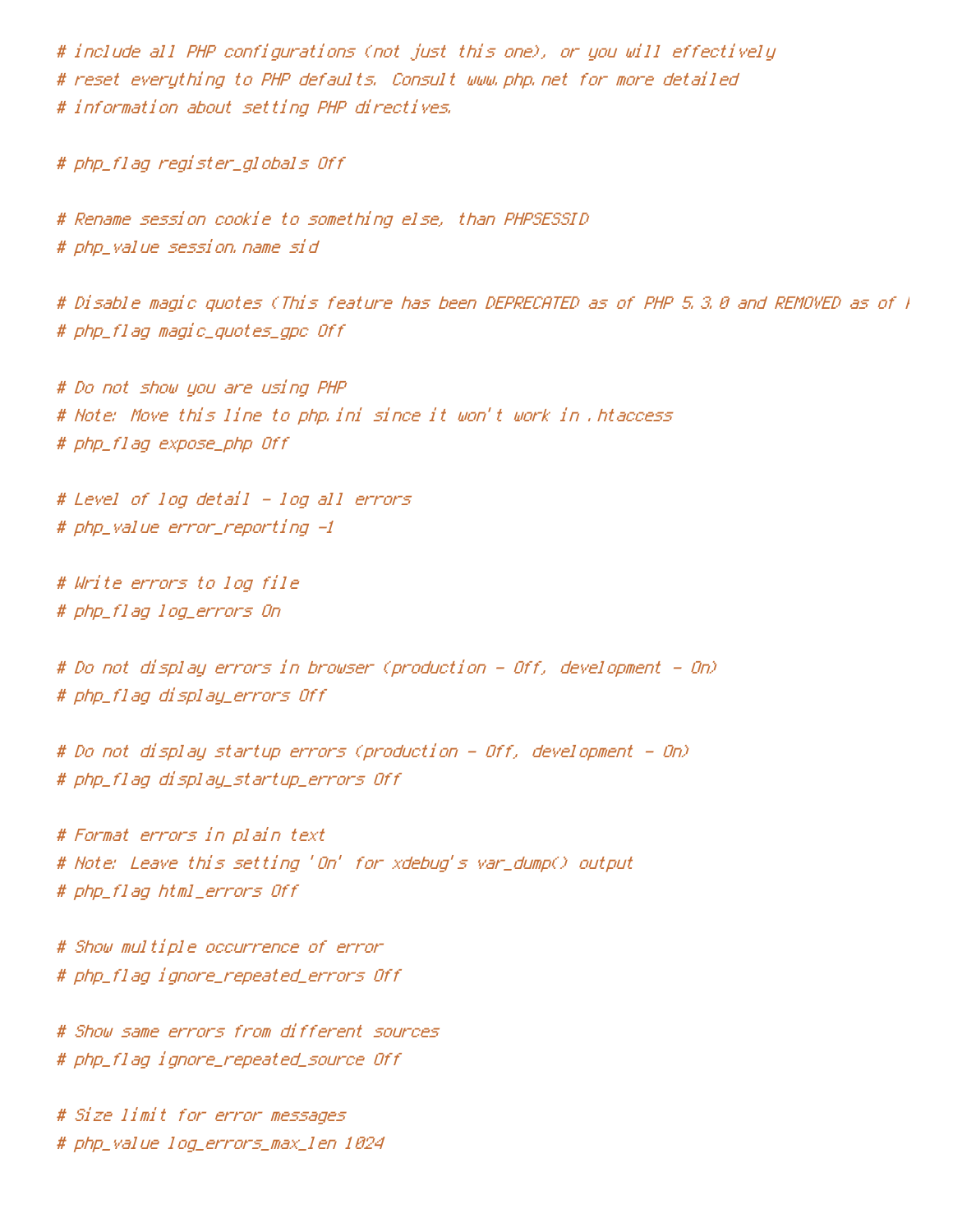```
# include all PHP configurations (not just this one), or you will effectively
# reset everything to PHP defaults. Consult www.php.net for more detailed
# information about setting PHP directives.

# php_flag register_globals Off

# Rename session cookie to something else, than PHPSESSID
# php_value session.name sid

# Disable magic quotes (This feature has been DEPRECATED as of PHP 5.3.0 and REMOVED as of 
# php_flag magic_quotes_gpc Off

# Do not show you are using PHP
# Note: Move this line to php.ini since it won't work in .htaccess
# php_flag expose_php Off

# Level of log detail - log all errors
# php_value error_reporting -1

# Write errors to log file
# php_flag log_errors On

# Do not display errors in browser (production - Off, development - On)
# php_flag display_errors Off

# Do not display startup errors (production - Off, development - On)
# php_flag display_startup_errors Off

# Format errors in plain text
# Note: Leave this setting 'On' for xdebug's var_dump() output
# php_flag html_errors Off

# Show multiple occurrence of error
# php_flag ignore_repeated_errors Off

# Show same errors from different sources
# php_flag ignore_repeated_source Off

# Size limit for error messages
# php_value log_errors_max_len 1024
```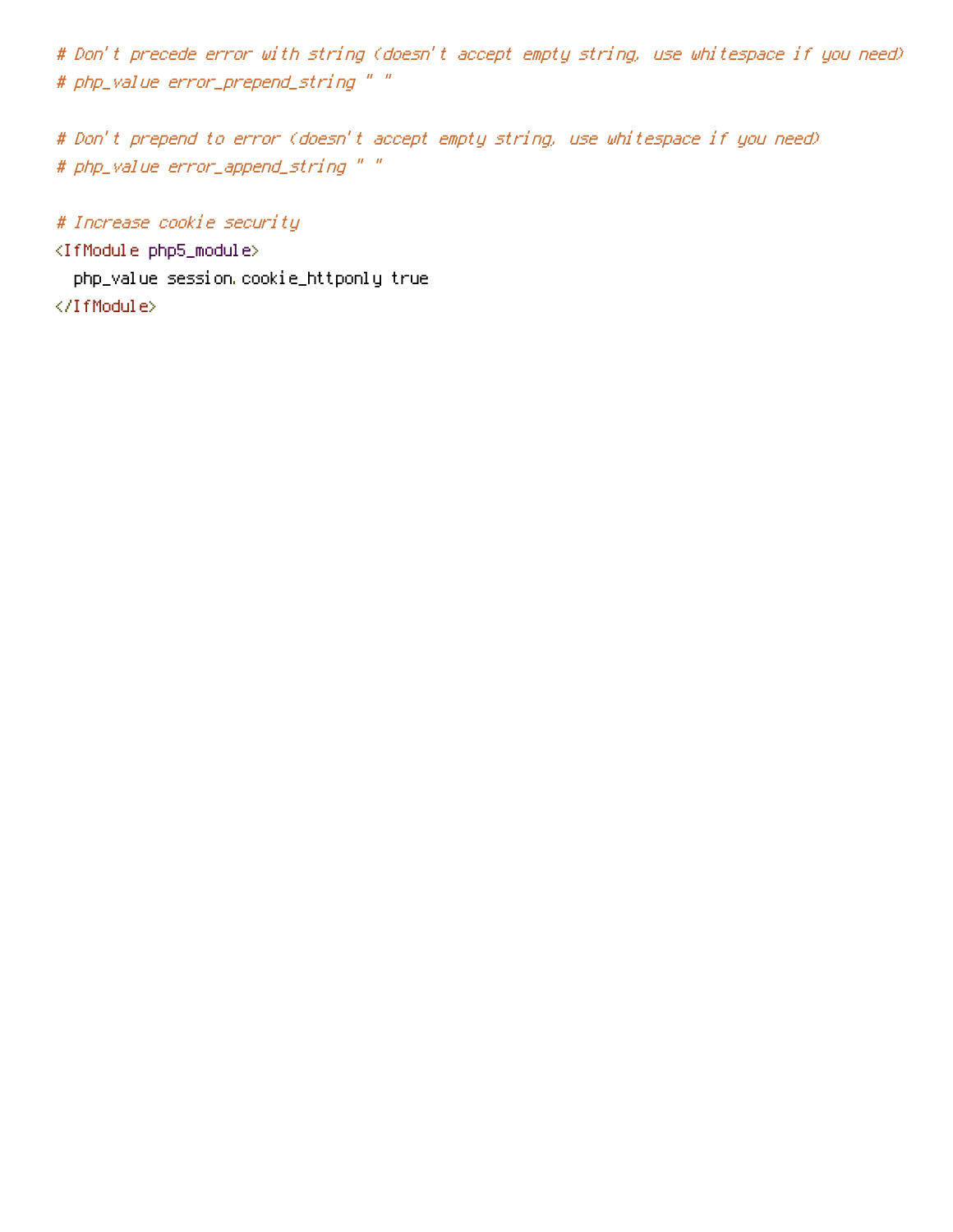```
# Don't precede error with string (doesn't accept empty string, use whitespace if you need)
# php_value error_prepend_string " "

# Don't prepend to error (doesn't accept empty string, use whitespace if you need)
# php_value error_append_string " "

# Increase cookie security
<IfModule php5_module>
  php_value session.cookie_httponly true
</IfModule>
```